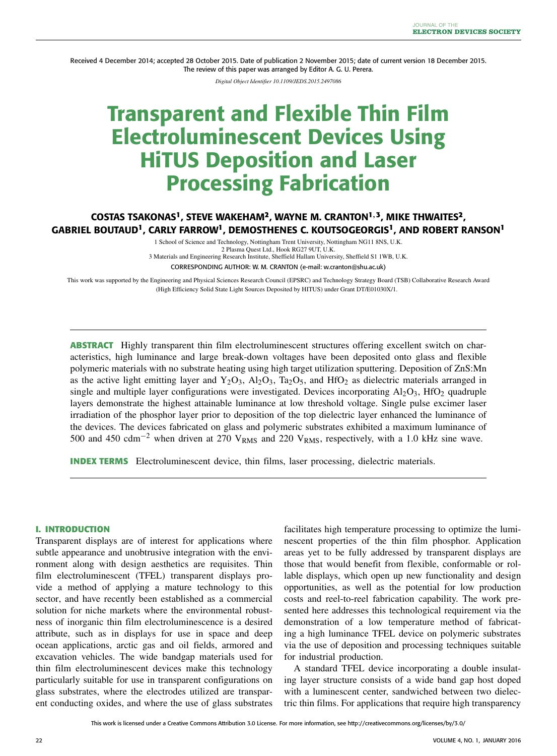Received 4 December 2014; accepted 28 October 2015. Date of publication 2 November 2015; date of current version 18 December 2015.
The review of this paper was arranged by Editor A. G. U. Perera.

*Digital Object Identifier 10.1109/JEDS.2015.2497086*

# Transparent and Flexible Thin Film Electroluminescent Devices Using HiTUS Deposition and Laser Processing Fabrication

**COSTAS TSAKONAS[1], STEVE WAKEHAM[2], WAYNE M. CRANTON[1,3], MIKE THWAITES[2], GABRIEL BOUTAUD[1], CARLY FARROW[1], DEMOSTHENES C. KOUTSOGEORGIS[1], AND ROBERT RANSON[1]**

1 School of Science and Technology, Nottingham Trent University, Nottingham NG11 8NS, U.K.
2 Plasma Quest Ltd., Hook RG27 9UT, U.K.
3 Materials and Engineering Research Institute, Sheffield Hallam University, Sheffield S1 1WB, U.K.

CORRESPONDING AUTHOR: W. M. CRANTON (e-mail: w.cranton@shu.ac.uk)

This work was supported by the Engineering and Physical Sciences Research Council (EPSRC) and Technology Strategy Board (TSB) Collaborative Research Award (High Efficiency Solid State Light Sources Deposited by HITUS) under Grant DT/E01030X/1.

**ABSTRACT** Highly transparent thin film electroluminescent structures offering excellent switch on characteristics, high luminance and large break-down voltages have been deposited onto glass and flexible polymeric materials with no substrate heating using high target utilization sputtering. Deposition of ZnS:Mn as the active light emitting layer and $Y_2O_3$, $Al_2O_3$, $Ta_2O_5$, and $HfO_2$ as dielectric materials arranged in single and multiple layer configurations were investigated. Devices incorporating $Al_2O_3$, $HfO_2$ quadruple layers demonstrate the highest attainable luminance at low threshold voltage. Single pulse excimer laser irradiation of the phosphor layer prior to deposition of the top dielectric layer enhanced the luminance of the devices. The devices fabricated on glass and polymeric substrates exhibited a maximum luminance of 500 and 450 $\mathrm{cdm}^{-2}$ when driven at 270 $V_{RMS}$ and 220 $V_{RMS}$, respectively, with a 1.0 kHz sine wave.

**INDEX TERMS** Electroluminescent device, thin films, laser processing, dielectric materials.

## I. INTRODUCTION

Transparent displays are of interest for applications where subtle appearance and unobtrusive integration with the environment along with design aesthetics are requisites. Thin film electroluminescent (TFEL) transparent displays provide a method of applying a mature technology to this sector, and have recently been established as a commercial solution for niche markets where the environmental robustness of inorganic thin film electroluminescence is a desired attribute, such as in displays for use in space and deep ocean applications, arctic gas and oil fields, armored and excavation vehicles. The wide bandgap materials used for thin film electroluminescent devices make this technology particularly suitable for use in transparent configurations on glass substrates, where the electrodes utilized are transparent conducting oxides, and where the use of glass substrates facilitates high temperature processing to optimize the luminescent properties of the thin film phosphor. Application areas yet to be fully addressed by transparent displays are those that would benefit from flexible, conformable or rollable displays, which open up new functionality and design opportunities, as well as the potential for low production costs and reel-to-reel fabrication capability. The work presented here addresses this technological requirement via the demonstration of a low temperature method of fabricating a high luminance TFEL device on polymeric substrates via the use of deposition and processing techniques suitable for industrial production.

A standard TFEL device incorporating a double insulating layer structure consists of a wide band gap host doped with a luminescent center, sandwiched between two dielectric thin films. For applications that require high transparency

This work is licensed under a Creative Commons Attribution 3.0 License. For more information, see http://creativecommons.org/licenses/by/3.0/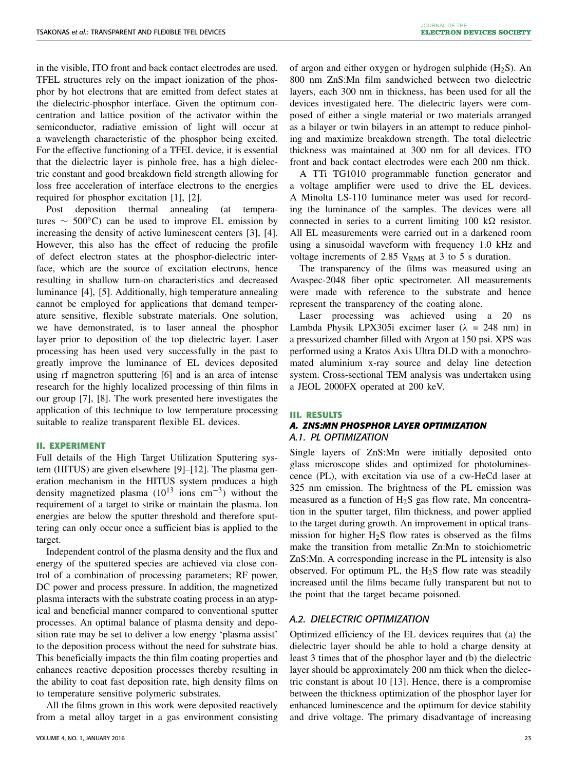in the visible, ITO front and back contact electrodes are used. TFEL structures rely on the impact ionization of the phosphor by hot electrons that are emitted from defect states at the dielectric-phosphor interface. Given the optimum concentration and lattice position of the activator within the semiconductor, radiative emission of light will occur at a wavelength characteristic of the phosphor being excited. For the effective functioning of a TFEL device, it is essential that the dielectric layer is pinhole free, has a high dielectric constant and good breakdown field strength allowing for loss free acceleration of interface electrons to the energies required for phosphor excitation [1], [2].

Post deposition thermal annealing (at temperatures $\sim$ 500°C) can be used to improve EL emission by increasing the density of active luminescent centers [3], [4]. However, this also has the effect of reducing the profile of defect electron states at the phosphor-dielectric interface, which are the source of excitation electrons, hence resulting in shallow turn-on characteristics and decreased luminance [4], [5]. Additionally, high temperature annealing cannot be employed for applications that demand temperature sensitive, flexible substrate materials. One solution, we have demonstrated, is to laser anneal the phosphor layer prior to deposition of the top dielectric layer. Laser processing has been used very successfully in the past to greatly improve the luminance of EL devices deposited using rf magnetron sputtering [6] and is an area of intense research for the highly localized processing of thin films in our group [7], [8]. The work presented here investigates the application of this technique to low temperature processing suitable to realize transparent flexible EL devices.

## II. EXPERIMENT

Full details of the High Target Utilization Sputtering system (HITUS) are given elsewhere [9]–[12]. The plasma generation mechanism in the HITUS system produces a high density magnetized plasma ($10^{13}$ ions $cm^{-3}$) without the requirement of a target to strike or maintain the plasma. Ion energies are below the sputter threshold and therefore sputtering can only occur once a sufficient bias is applied to the target.

Independent control of the plasma density and the flux and energy of the sputtered species are achieved via close control of a combination of processing parameters; RF power, DC power and process pressure. In addition, the magnetized plasma interacts with the substrate coating process in an atypical and beneficial manner compared to conventional sputter processes. An optimal balance of plasma density and deposition rate may be set to deliver a low energy 'plasma assist' to the deposition process without the need for substrate bias. This beneficially impacts the thin film coating properties and enhances reactive deposition processes thereby resulting in the ability to coat fast deposition rate, high density films on to temperature sensitive polymeric substrates.

All the films grown in this work were deposited reactively from a metal alloy target in a gas environment consisting of argon and either oxygen or hydrogen sulphide ($H_2S$). An 800 nm ZnS:Mn film sandwiched between two dielectric layers, each 300 nm in thickness, has been used for all the devices investigated here. The dielectric layers were composed of either a single material or two materials arranged as a bilayer or twin bilayers in an attempt to reduce pinholing and maximize breakdown strength. The total dielectric thickness was maintained at 300 nm for all devices. ITO front and back contact electrodes were each 200 nm thick.

A TTi TG1010 programmable function generator and a voltage amplifier were used to drive the EL devices. A Minolta LS-110 luminance meter was used for recording the luminance of the samples. The devices were all connected in series to a current limiting 100 kΩ resistor. All EL measurements were carried out in a darkened room using a sinusoidal waveform with frequency 1.0 kHz and voltage increments of 2.85 $V_{RMS}$ at 3 to 5 s duration.

The transparency of the films was measured using an Avaspec-2048 fiber optic spectrometer. All measurements were made with reference to the substrate and hence represent the transparency of the coating alone.

Laser processing was achieved using a 20 ns Lambda Physik LPX305i excimer laser ($\lambda$ = 248 nm) in a pressurized chamber filled with Argon at 150 psi. XPS was performed using a Kratos Axis Ultra DLD with a monochromated aluminium x-ray source and delay line detection system. Cross-sectional TEM analysis was undertaken using a JEOL 2000FX operated at 200 keV.

## III. RESULTS

### A. ZNS:MN PHOSPHOR LAYER OPTIMIZATION

#### A.1. PL OPTIMIZATION

Single layers of ZnS:Mn were initially deposited onto glass microscope slides and optimized for photoluminescence (PL), with excitation via use of a cw-HeCd laser at 325 nm emission. The brightness of the PL emission was measured as a function of $H_2S$ gas flow rate, Mn concentration in the sputter target, film thickness, and power applied to the target during growth. An improvement in optical transmission for higher $H_2S$ flow rates is observed as the films make the transition from metallic Zn:Mn to stoichiometric ZnS:Mn. A corresponding increase in the PL intensity is also observed. For optimum PL, the $H_2S$ flow rate was steadily increased until the films became fully transparent but not to the point that the target became poisoned.

#### A.2. DIELECTRIC OPTIMIZATION

Optimized efficiency of the EL devices requires that (a) the dielectric layer should be able to hold a charge density at least 3 times that of the phosphor layer and (b) the dielectric layer should be approximately 200 nm thick when the dielectric constant is about 10 [13]. Hence, there is a compromise between the thickness optimization of the phosphor layer for enhanced luminescence and the optimum for device stability and drive voltage. The primary disadvantage of increasing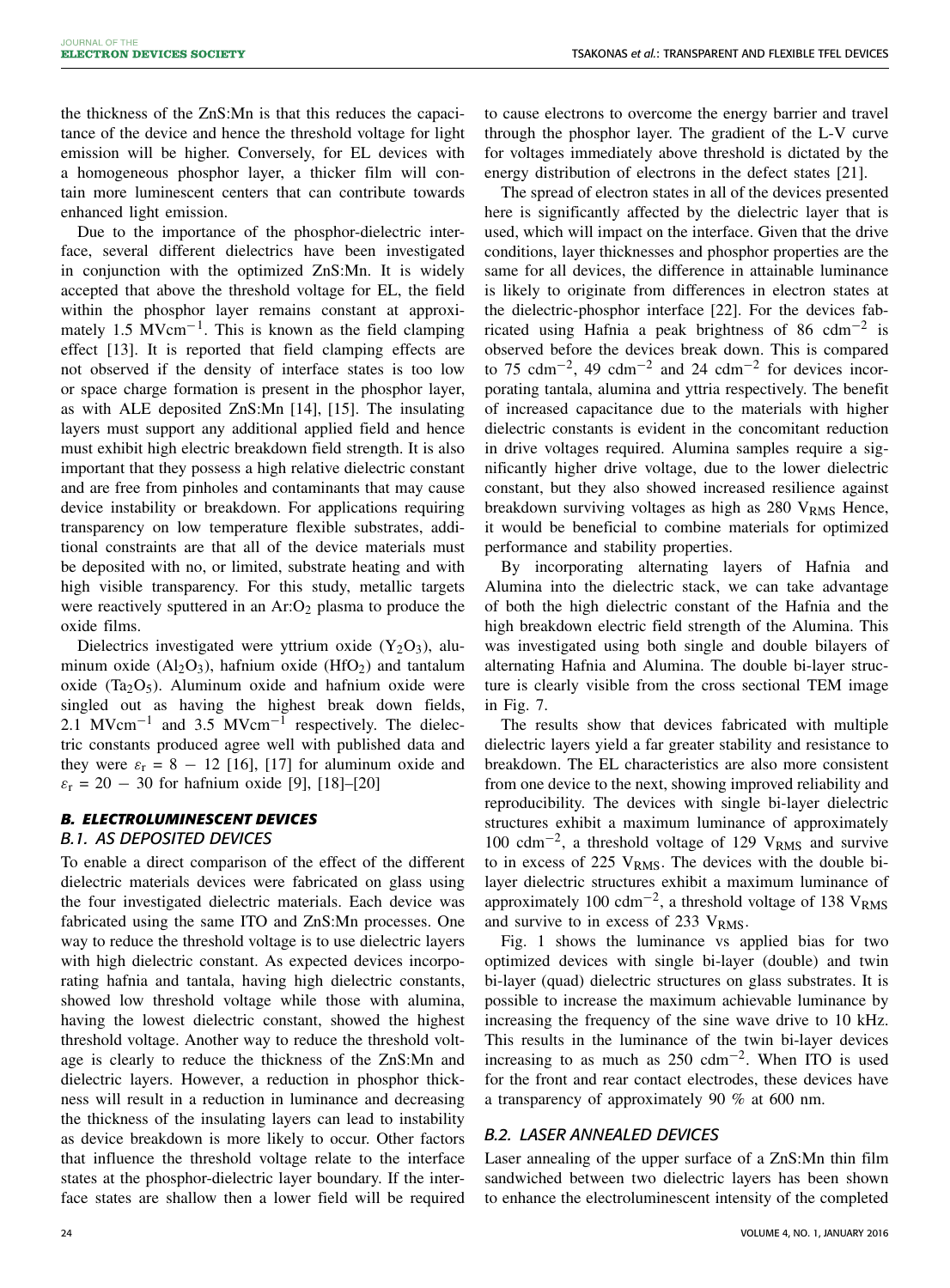the thickness of the ZnS:Mn is that this reduces the capacitance of the device and hence the threshold voltage for light emission will be higher. Conversely, for EL devices with a homogeneous phosphor layer, a thicker film will contain more luminescent centers that can contribute towards enhanced light emission.

Due to the importance of the phosphor-dielectric interface, several different dielectrics have been investigated in conjunction with the optimized ZnS:Mn. It is widely accepted that above the threshold voltage for EL, the field within the phosphor layer remains constant at approximately 1.5 $MVcm^{-1}$. This is known as the field clamping effect [13]. It is reported that field clamping effects are not observed if the density of interface states is too low or space charge formation is present in the phosphor layer, as with ALE deposited ZnS:Mn [14], [15]. The insulating layers must support any additional applied field and hence must exhibit high electric breakdown field strength. It is also important that they possess a high relative dielectric constant and are free from pinholes and contaminants that may cause device instability or breakdown. For applications requiring transparency on low temperature flexible substrates, additional constraints are that all of the device materials must be deposited with no, or limited, substrate heating and with high visible transparency. For this study, metallic targets were reactively sputtered in an $Ar:O_2$ plasma to produce the oxide films.

Dielectrics investigated were yttrium oxide ($Y_2O_3$), aluminum oxide ($Al_2O_3$), hafnium oxide ($HfO_2$) and tantalum oxide ($Ta_2O_5$). Aluminum oxide and hafnium oxide were singled out as having the highest break down fields, 2.1 $MVcm^{-1}$ and 3.5 $MVcm^{-1}$ respectively. The dielectric constants produced agree well with published data and they were $\varepsilon_r = 8 - 12$ [16], [17] for aluminum oxide and $\varepsilon_r = 20 - 30$ for hafnium oxide [9], [18]–[20]

### B. ELECTROLUMINESCENT DEVICES

#### B.1. AS DEPOSITED DEVICES

To enable a direct comparison of the effect of the different dielectric materials devices were fabricated on glass using the four investigated dielectric materials. Each device was fabricated using the same ITO and ZnS:Mn processes. One way to reduce the threshold voltage is to use dielectric layers with high dielectric constant. As expected devices incorporating hafnia and tantala, having high dielectric constants, showed low threshold voltage while those with alumina, having the lowest dielectric constant, showed the highest threshold voltage. Another way to reduce the threshold voltage is clearly to reduce the thickness of the ZnS:Mn and dielectric layers. However, a reduction in phosphor thickness will result in a reduction in luminance and decreasing the thickness of the insulating layers can lead to instability as device breakdown is more likely to occur. Other factors that influence the threshold voltage relate to the interface states at the phosphor-dielectric layer boundary. If the interface states are shallow then a lower field will be required to cause electrons to overcome the energy barrier and travel through the phosphor layer. The gradient of the L-V curve for voltages immediately above threshold is dictated by the energy distribution of electrons in the defect states [21].

The spread of electron states in all of the devices presented here is significantly affected by the dielectric layer that is used, which will impact on the interface. Given that the drive conditions, layer thicknesses and phosphor properties are the same for all devices, the difference in attainable luminance is likely to originate from differences in electron states at the dielectric-phosphor interface [22]. For the devices fabricated using Hafnia a peak brightness of 86 $cdm^{-2}$ is observed before the devices break down. This is compared to 75 $cdm^{-2}$, 49 $cdm^{-2}$ and 24 $cdm^{-2}$ for devices incorporating tantala, alumina and yttria respectively. The benefit of increased capacitance due to the materials with higher dielectric constants is evident in the concomitant reduction in drive voltages required. Alumina samples require a significantly higher drive voltage, due to the lower dielectric constant, but they also showed increased resilience against breakdown surviving voltages as high as 280 $V_{RMS}$ Hence, it would be beneficial to combine materials for optimized performance and stability properties.

By incorporating alternating layers of Hafnia and Alumina into the dielectric stack, we can take advantage of both the high dielectric constant of the Hafnia and the high breakdown electric field strength of the Alumina. This was investigated using both single and double bilayers of alternating Hafnia and Alumina. The double bi-layer structure is clearly visible from the cross sectional TEM image in Fig. 7.

The results show that devices fabricated with multiple dielectric layers yield a far greater stability and resistance to breakdown. The EL characteristics are also more consistent from one device to the next, showing improved reliability and reproducibility. The devices with single bi-layer dielectric structures exhibit a maximum luminance of approximately 100 $cdm^{-2}$, a threshold voltage of 129 $V_{RMS}$ and survive to in excess of 225 $V_{RMS}$. The devices with the double bi-layer dielectric structures exhibit a maximum luminance of approximately 100 $cdm^{-2}$, a threshold voltage of 138 $V_{RMS}$ and survive to in excess of 233 $V_{RMS}$.

Fig. 1 shows the luminance vs applied bias for two optimized devices with single bi-layer (double) and twin bi-layer (quad) dielectric structures on glass substrates. It is possible to increase the maximum achievable luminance by increasing the frequency of the sine wave drive to 10 kHz. This results in the luminance of the twin bi-layer devices increasing to as much as 250 $cdm^{-2}$. When ITO is used for the front and rear contact electrodes, these devices have a transparency of approximately 90 % at 600 nm.

#### B.2. LASER ANNEALED DEVICES

Laser annealing of the upper surface of a ZnS:Mn thin film sandwiched between two dielectric layers has been shown to enhance the electroluminescent intensity of the completed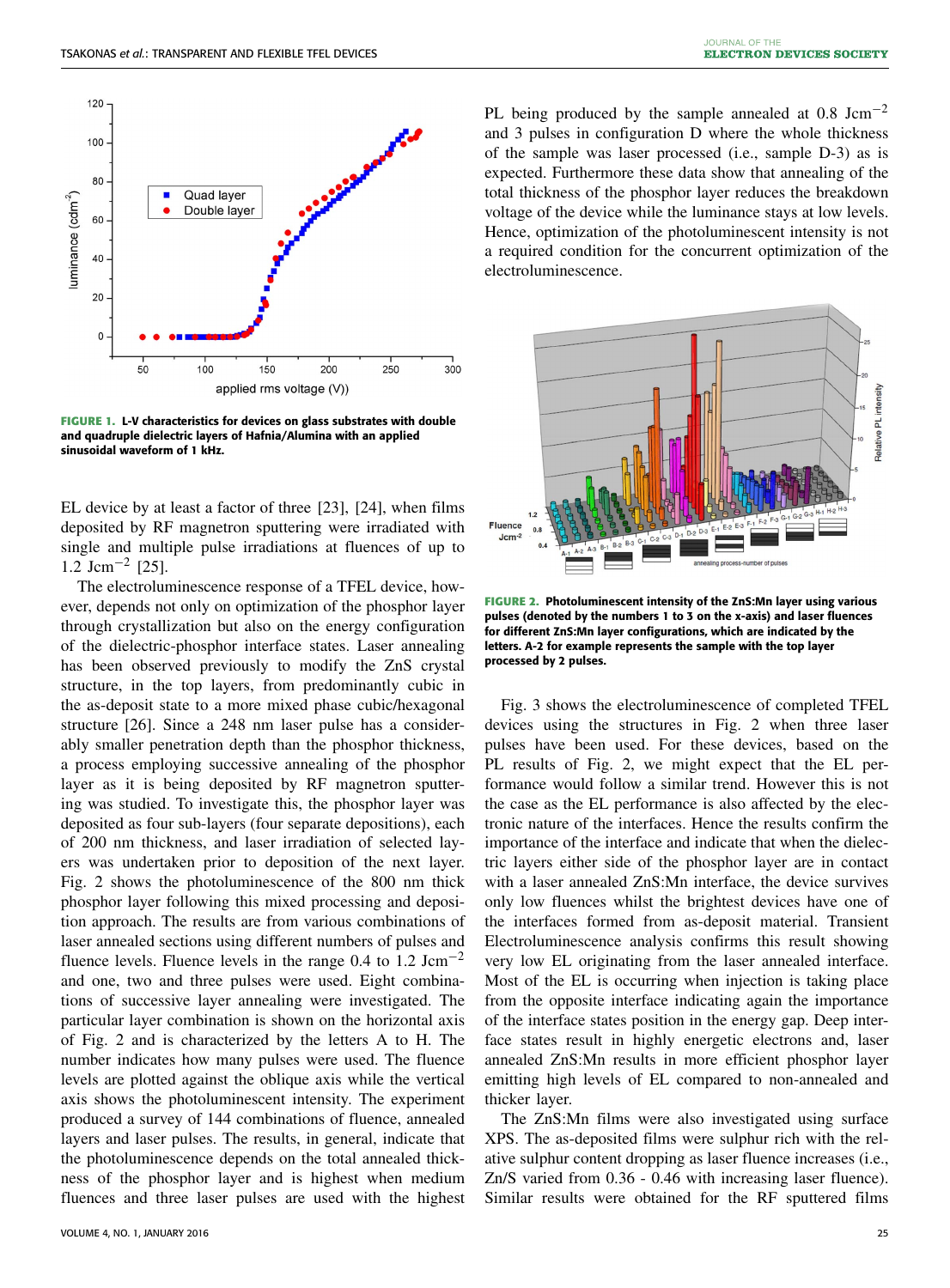FIGURE 1. L-V characteristics for devices on glass substrates with double and quadruple dielectric layers of Hafnia/Alumina with an applied sinusoidal waveform of 1 kHz.

EL device by at least a factor of three [23], [24], when films deposited by RF magnetron sputtering were irradiated with single and multiple pulse irradiations at fluences of up to 1.2 $\text{Jcm}^{-2}$ [25].

The electroluminescence response of a TFEL device, however, depends not only on optimization of the phosphor layer through crystallization but also on the energy configuration of the dielectric-phosphor interface states. Laser annealing has been observed previously to modify the ZnS crystal structure, in the top layers, from predominantly cubic in the as-deposit state to a more mixed phase cubic/hexagonal structure [26]. Since a 248 nm laser pulse has a considerably smaller penetration depth than the phosphor thickness, a process employing successive annealing of the phosphor layer as it is being deposited by RF magnetron sputtering was studied. To investigate this, the phosphor layer was deposited as four sub-layers (four separate depositions), each of 200 nm thickness, and laser irradiation of selected layers was undertaken prior to deposition of the next layer. Fig. 2 shows the photoluminescence of the 800 nm thick phosphor layer following this mixed processing and deposition approach. The results are from various combinations of laser annealed sections using different numbers of pulses and fluence levels. Fluence levels in the range 0.4 to 1.2 $\text{Jcm}^{-2}$ and one, two and three pulses were used. Eight combinations of successive layer annealing were investigated. The particular layer combination is shown on the horizontal axis of Fig. 2 and is characterized by the letters A to H. The number indicates how many pulses were used. The fluence levels are plotted against the oblique axis while the vertical axis shows the photoluminescent intensity. The experiment produced a survey of 144 combinations of fluence, annealed layers and laser pulses. The results, in general, indicate that the photoluminescence depends on the total annealed thickness of the phosphor layer and is highest when medium fluences and three laser pulses are used with the highest PL being produced by the sample annealed at 0.8 $\text{Jcm}^{-2}$ and 3 pulses in configuration D where the whole thickness of the sample was laser processed (i.e., sample D-3) as is expected. Furthermore these data show that annealing of the total thickness of the phosphor layer reduces the breakdown voltage of the device while the luminance stays at low levels. Hence, optimization of the photoluminescent intensity is not a required condition for the concurrent optimization of the electroluminescence.

FIGURE 2. Photoluminescent intensity of the ZnS:Mn layer using various pulses (denoted by the numbers 1 to 3 on the x-axis) and laser fluences for different ZnS:Mn layer configurations, which are indicated by the letters. A-2 for example represents the sample with the top layer processed by 2 pulses.

Fig. 3 shows the electroluminescence of completed TFEL devices using the structures in Fig. 2 when three laser pulses have been used. For these devices, based on the PL results of Fig. 2, we might expect that the EL performance would follow a similar trend. However this is not the case as the EL performance is also affected by the electronic nature of the interfaces. Hence the results confirm the importance of the interface and indicate that when the dielectric layers either side of the phosphor layer are in contact with a laser annealed ZnS:Mn interface, the device survives only low fluences whilst the brightest devices have one of the interfaces formed from as-deposit material. Transient Electroluminescence analysis confirms this result showing very low EL originating from the laser annealed interface. Most of the EL is occurring when injection is taking place from the opposite interface indicating again the importance of the interface states position in the energy gap. Deep interface states result in highly energetic electrons and, laser annealed ZnS:Mn results in more efficient phosphor layer emitting high levels of EL compared to non-annealed and thicker layer.

The ZnS:Mn films were also investigated using surface XPS. The as-deposited films were sulphur rich with the relative sulphur content dropping as laser fluence increases (i.e., Zn/S varied from 0.36 - 0.46 with increasing laser fluence). Similar results were obtained for the RF sputtered films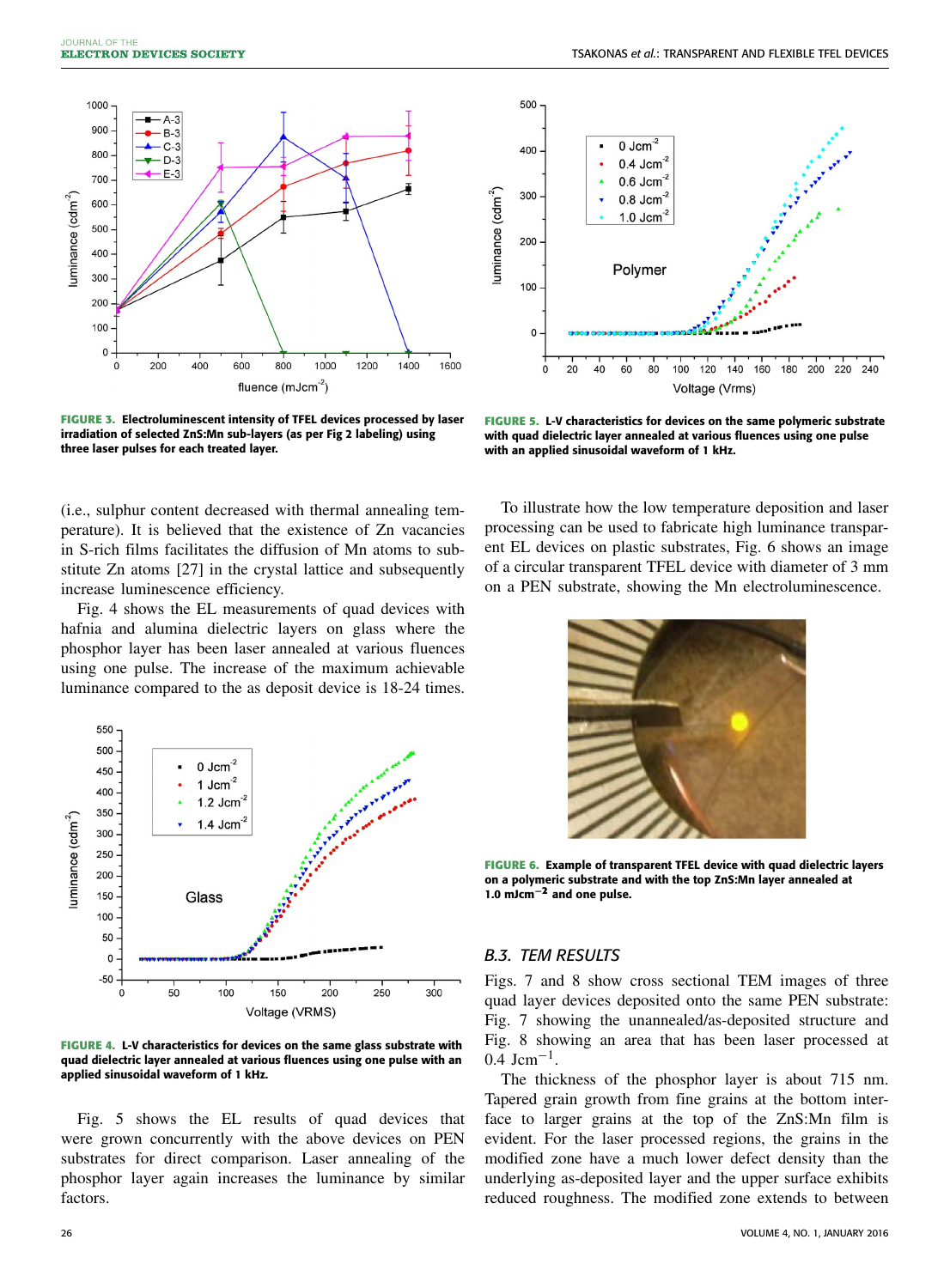FIGURE 3. Electroluminescent intensity of TFEL devices processed by laser irradiation of selected ZnS:Mn sub-layers (as per Fig 2 labeling) using three laser pulses for each treated layer.

FIGURE 5. L-V characteristics for devices on the same polymeric substrate with quad dielectric layer annealed at various fluences using one pulse with an applied sinusoidal waveform of 1 kHz.

(i.e., sulphur content decreased with thermal annealing temperature). It is believed that the existence of Zn vacancies in S-rich films facilitates the diffusion of Mn atoms to substitute Zn atoms [27] in the crystal lattice and subsequently increase luminescence efficiency.

Fig. 4 shows the EL measurements of quad devices with hafnia and alumina dielectric layers on glass where the phosphor layer has been laser annealed at various fluences using one pulse. The increase of the maximum achievable luminance compared to the as deposit device is 18-24 times.

FIGURE 4. L-V characteristics for devices on the same glass substrate with quad dielectric layer annealed at various fluences using one pulse with an applied sinusoidal waveform of 1 kHz.

Fig. 5 shows the EL results of quad devices that were grown concurrently with the above devices on PEN substrates for direct comparison. Laser annealing of the phosphor layer again increases the luminance by similar factors.

To illustrate how the low temperature deposition and laser processing can be used to fabricate high luminance transparent EL devices on plastic substrates, Fig. 6 shows an image of a circular transparent TFEL device with diameter of 3 mm on a PEN substrate, showing the Mn electroluminescence.

FIGURE 6. Example of transparent TFEL device with quad dielectric layers on a polymeric substrate and with the top ZnS:Mn layer annealed at 1.0 mJcm$^{-2}$ and one pulse.

### B.3. TEM RESULTS

Figs. 7 and 8 show cross sectional TEM images of three quad layer devices deposited onto the same PEN substrate: Fig. 7 showing the unannealed/as-deposited structure and Fig. 8 showing an area that has been laser processed at 0.4 Jcm$^{-1}$.

The thickness of the phosphor layer is about 715 nm. Tapered grain growth from fine grains at the bottom interface to larger grains at the top of the ZnS:Mn film is evident. For the laser processed regions, the grains in the modified zone have a much lower defect density than the underlying as-deposited layer and the upper surface exhibits reduced roughness. The modified zone extends to between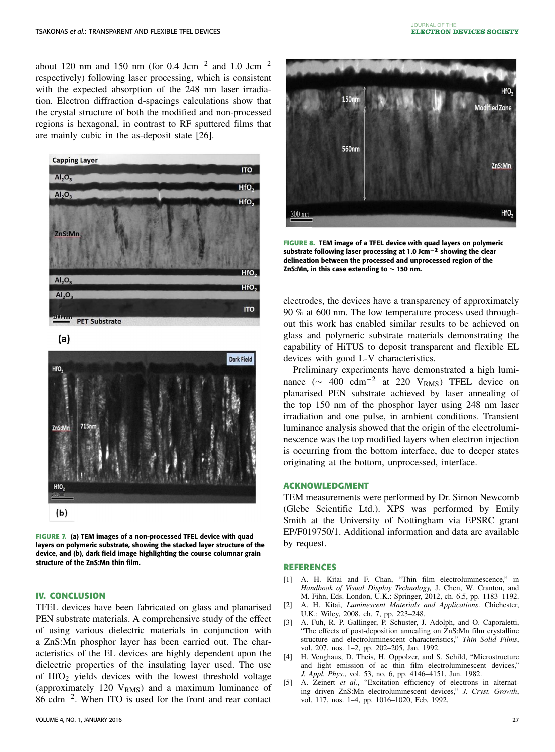about 120 nm and 150 nm (for 0.4 $Jcm^{-2}$ and 1.0 $Jcm^{-2}$ respectively) following laser processing, which is consistent with the expected absorption of the 248 nm laser irradiation. Electron diffraction d-spacings calculations show that the crystal structure of both the modified and non-processed regions is hexagonal, in contrast to RF sputtered films that are mainly cubic in the as-deposit state [26].

**FIGURE 7.** (a) TEM images of a non-processed TFEL device with quad layers on polymeric substrate, showing the stacked layer structure of the device, and (b), dark field image highlighting the course columnar grain structure of the ZnS:Mn thin film.

**FIGURE 8.** TEM image of a TFEL device with quad layers on polymeric substrate following laser processing at 1.0 $Jcm^{-2}$ showing the clear delineation between the processed and unprocessed region of the ZnS:Mn, in this case extending to ∼ 150 nm.

## IV. CONCLUSION

TFEL devices have been fabricated on glass and planarised PEN substrate materials. A comprehensive study of the effect of using various dielectric materials in conjunction with a ZnS:Mn phosphor layer has been carried out. The characteristics of the EL devices are highly dependent upon the dielectric properties of the insulating layer used. The use of $HfO_2$ yields devices with the lowest threshold voltage (approximately 120 $V_{RMS}$) and a maximum luminance of 86 $cdm^{-2}$. When ITO is used for the front and rear contact electrodes, the devices have a transparency of approximately 90 % at 600 nm. The low temperature process used throughout this work has enabled similar results to be achieved on glass and polymeric substrate materials demonstrating the capability of HiTUS to deposit transparent and flexible EL devices with good L-V characteristics.

Preliminary experiments have demonstrated a high luminance (∼ 400 $cdm^{-2}$ at 220 $V_{RMS}$) TFEL device on planarised PEN substrate achieved by laser annealing of the top 150 nm of the phosphor layer using 248 nm laser irradiation and one pulse, in ambient conditions. Transient luminance analysis showed that the origin of the electroluminescence was the top modified layers when electron injection is occurring from the bottom interface, due to deeper states originating at the bottom, unprocessed, interface.

## ACKNOWLEDGMENT

TEM measurements were performed by Dr. Simon Newcomb (Glebe Scientific Ltd.). XPS was performed by Emily Smith at the University of Nottingham via EPSRC grant EP/F019750/1. Additional information and data are available by request.

## REFERENCES

[1] A. H. Kitai and F. Chan, "Thin film electroluminescence," in *Handbook of Visual Display Technology,* J. Chen, W. Cranton, and M. Fihn, Eds. London, U.K.: Springer, 2012, ch. 6.5, pp. 1183–1192.

[2] A. H. Kitai, *Luminescent Materials and Applications*. Chichester, U.K.: Wiley, 2008, ch. 7, pp. 223–248.

[3] A. Fuh, R. P. Gallinger, P. Schuster, J. Adolph, and O. Caporaletti, "The effects of post-deposition annealing on ZnS:Mn film crystalline structure and electroluminescent characteristics," *Thin Solid Films*, vol. 207, nos. 1–2, pp. 202–205, Jan. 1992.

[4] H. Venghaus, D. Theis, H. Oppolzer, and S. Schild, "Microstructure and light emission of ac thin film electroluminescent devices," *J. Appl. Phys.*, vol. 53, no. 6, pp. 4146–4151, Jun. 1982.

[5] A. Zeinert *et al.*, "Excitation efficiency of electrons in alternating driven ZnS:Mn electroluminescent devices," *J. Cryst. Growth*, vol. 117, nos. 1–4, pp. 1016–1020, Feb. 1992.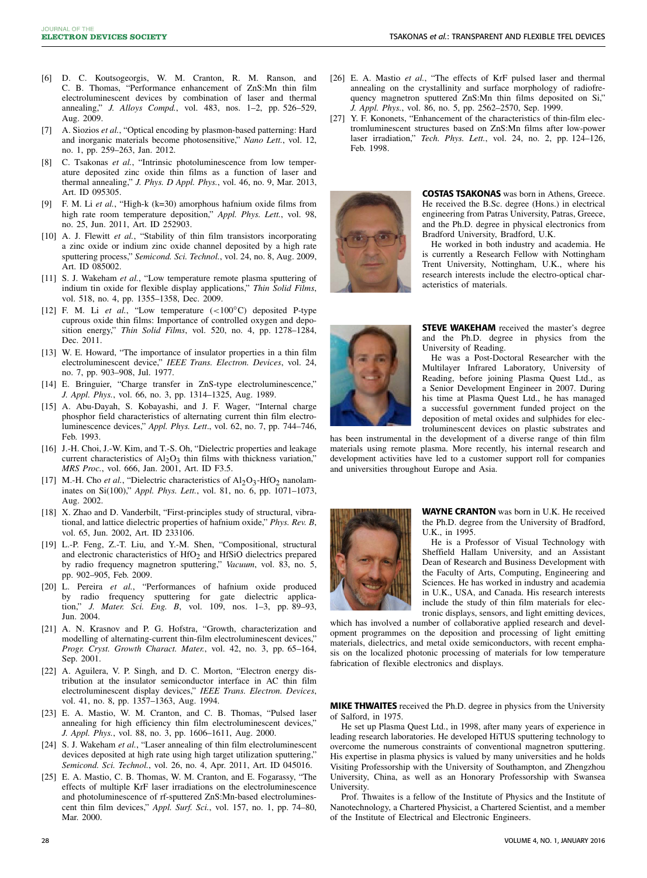[6] D. C. Koutsogeorgis, W. M. Cranton, R. M. Ranson, and C. B. Thomas, "Performance enhancement of ZnS:Mn thin film electroluminescent devices by combination of laser and thermal annealing," *J. Alloys Compd.*, vol. 483, nos. 1–2, pp. 526–529, Aug. 2009.

[7] A. Siozios *et al.*, "Optical encoding by plasmon-based patterning: Hard and inorganic materials become photosensitive," *Nano Lett.*, vol. 12, no. 1, pp. 259–263, Jan. 2012.

[8] C. Tsakonas *et al.*, "Intrinsic photoluminescence from low temperature deposited zinc oxide thin films as a function of laser and thermal annealing," *J. Phys. D Appl. Phys.*, vol. 46, no. 9, Mar. 2013, Art. ID 095305.

[9] F. M. Li *et al.*, "High-k (k=30) amorphous hafnium oxide films from high rate room temperature deposition," *Appl. Phys. Lett.*, vol. 98, no. 25, Jun. 2011, Art. ID 252903.

[10] A. J. Flewitt *et al.*, "Stability of thin film transistors incorporating a zinc oxide or indium zinc oxide channel deposited by a high rate sputtering process," *Semicond. Sci. Technol.*, vol. 24, no. 8, Aug. 2009, Art. ID 085002.

[11] S. J. Wakeham *et al.*, "Low temperature remote plasma sputtering of indium tin oxide for flexible display applications," *Thin Solid Films*, vol. 518, no. 4, pp. 1355–1358, Dec. 2009.

[12] F. M. Li *et al.*, "Low temperature ($<100°$C) deposited P-type cuprous oxide thin films: Importance of controlled oxygen and deposition energy," *Thin Solid Films*, vol. 520, no. 4, pp. 1278–1284, Dec. 2011.

[13] W. E. Howard, "The importance of insulator properties in a thin film electroluminescent device," *IEEE Trans. Electron. Devices*, vol. 24, no. 7, pp. 903–908, Jul. 1977.

[14] E. Bringuier, "Charge transfer in ZnS-type electroluminescence," *J. Appl. Phys.*, vol. 66, no. 3, pp. 1314–1325, Aug. 1989.

[15] A. Abu-Dayah, S. Kobayashi, and J. F. Wager, "Internal charge phosphor field characteristics of alternating current thin film electroluminescence devices," *Appl. Phys. Lett*., vol. 62, no. 7, pp. 744–746, Feb. 1993.

[16] J.-H. Choi, J.-W. Kim, and T.-S. Oh, "Dielectric properties and leakage current characteristics of $Al_2O_3$ thin films with thickness variation," *MRS Proc.*, vol. 666, Jan. 2001, Art. ID F3.5.

[17] M.-H. Cho *et al.*, "Dielectric characteristics of $Al_2O_3$-$HfO_2$ nanolaminates on Si(100)," *Appl. Phys. Lett.*, vol. 81, no. 6, pp. 1071–1073, Aug. 2002.

[18] X. Zhao and D. Vanderbilt, "First-principles study of structural, vibrational, and lattice dielectric properties of hafnium oxide," *Phys. Rev. B*, vol. 65, Jun. 2002, Art. ID 233106.

[19] L.-P. Feng, Z.-T. Liu, and Y.-M. Shen, "Compositional, structural and electronic characteristics of $HfO_2$ and HfSiO dielectrics prepared by radio frequency magnetron sputtering," *Vacuum*, vol. 83, no. 5, pp. 902–905, Feb. 2009.

[20] L. Pereira *et al.*, "Performances of hafnium oxide produced by radio frequency sputtering for gate dielectric application," *J. Mater. Sci. Eng. B*, vol. 109, nos. 1–3, pp. 89–93, Jun. 2004.

[21] A. N. Krasnov and P. G. Hofstra, "Growth, characterization and modelling of alternating-current thin-film electroluminescent devices," *Progr. Cryst. Growth Charact. Mater.*, vol. 42, no. 3, pp. 65–164, Sep. 2001.

[22] A. Aguilera, V. P. Singh, and D. C. Morton, "Electron energy distribution at the insulator semiconductor interface in AC thin film electroluminescent display devices," *IEEE Trans. Electron. Devices*, vol. 41, no. 8, pp. 1357–1363, Aug. 1994.

[23] E. A. Mastio, W. M. Cranton, and C. B. Thomas, "Pulsed laser annealing for high efficiency thin film electroluminescent devices," *J. Appl. Phys.*, vol. 88, no. 3, pp. 1606–1611, Aug. 2000.

[24] S. J. Wakeham *et al.*, "Laser annealing of thin film electroluminescent devices deposited at high rate using high target utilization sputtering," *Semicond. Sci. Technol.*, vol. 26, no. 4, Apr. 2011, Art. ID 045016.

[25] E. A. Mastio, C. B. Thomas, W. M. Cranton, and E. Fogarassy, "The effects of multiple KrF laser irradiations on the electroluminescence and photoluminescence of rf-sputtered ZnS:Mn-based electroluminescent thin film devices," *Appl. Surf. Sci.*, vol. 157, no. 1, pp. 74–80, Mar. 2000.

[26] E. A. Mastio *et al.*, "The effects of KrF pulsed laser and thermal annealing on the crystallinity and surface morphology of radiofrequency magnetron sputtered ZnS:Mn thin films deposited on Si," *J. Appl. Phys.*, vol. 86, no. 5, pp. 2562–2570, Sep. 1999.

[27] Y. F. Kononets, "Enhancement of the characteristics of thin-film electromluminescent structures based on ZnS:Mn films after low-power laser irradiation," *Tech. Phys. Lett.*, vol. 24, no. 2, pp. 124–126, Feb. 1998.

**COSTAS TSAKONAS** was born in Athens, Greece. He received the B.Sc. degree (Hons.) in electrical engineering from Patras University, Patras, Greece, and the Ph.D. degree in physical electronics from Bradford University, Bradford, U.K.

He worked in both industry and academia. He is currently a Research Fellow with Nottingham Trent University, Nottingham, U.K., where his research interests include the electro-optical characteristics of materials.

**STEVE WAKEHAM** received the master's degree and the Ph.D. degree in physics from the University of Reading.

He was a Post-Doctoral Researcher with the Multilayer Infrared Laboratory, University of Reading, before joining Plasma Quest Ltd., as a Senior Development Engineer in 2007. During his time at Plasma Quest Ltd., he has managed a successful government funded project on the deposition of metal oxides and sulphides for electroluminescent devices on plastic substrates and has been instrumental in the development of a diverse range of thin film materials using remote plasma. More recently, his internal research and development activities have led to a customer support roll for companies and universities throughout Europe and Asia.

**WAYNE CRANTON** was born in U.K. He received the Ph.D. degree from the University of Bradford, U.K., in 1995.

He is a Professor of Visual Technology with Sheffield Hallam University, and an Assistant Dean of Research and Business Development with the Faculty of Arts, Computing, Engineering and Sciences. He has worked in industry and academia in U.K., USA, and Canada. His research interests include the study of thin film materials for electronic displays, sensors, and light emitting devices, which has involved a number of collaborative applied research and development programmes on the deposition and processing of light emitting materials, dielectrics, and metal oxide semiconductors, with recent emphasis on the localized photonic processing of materials for low temperature fabrication of flexible electronics and displays.

**MIKE THWAITES** received the Ph.D. degree in physics from the University of Salford, in 1975.

He set up Plasma Quest Ltd., in 1998, after many years of experience in leading research laboratories. He developed HiTUS sputtering technology to overcome the numerous constraints of conventional magnetron sputtering. His expertise in plasma physics is valued by many universities and he holds Visiting Professorship with the University of Southampton, and Zhengzhou University, China, as well as an Honorary Professorship with Swansea University.

Prof. Thwaites is a fellow of the Institute of Physics and the Institute of Nanotechnology, a Chartered Physicist, a Chartered Scientist, and a member of the Institute of Electrical and Electronic Engineers.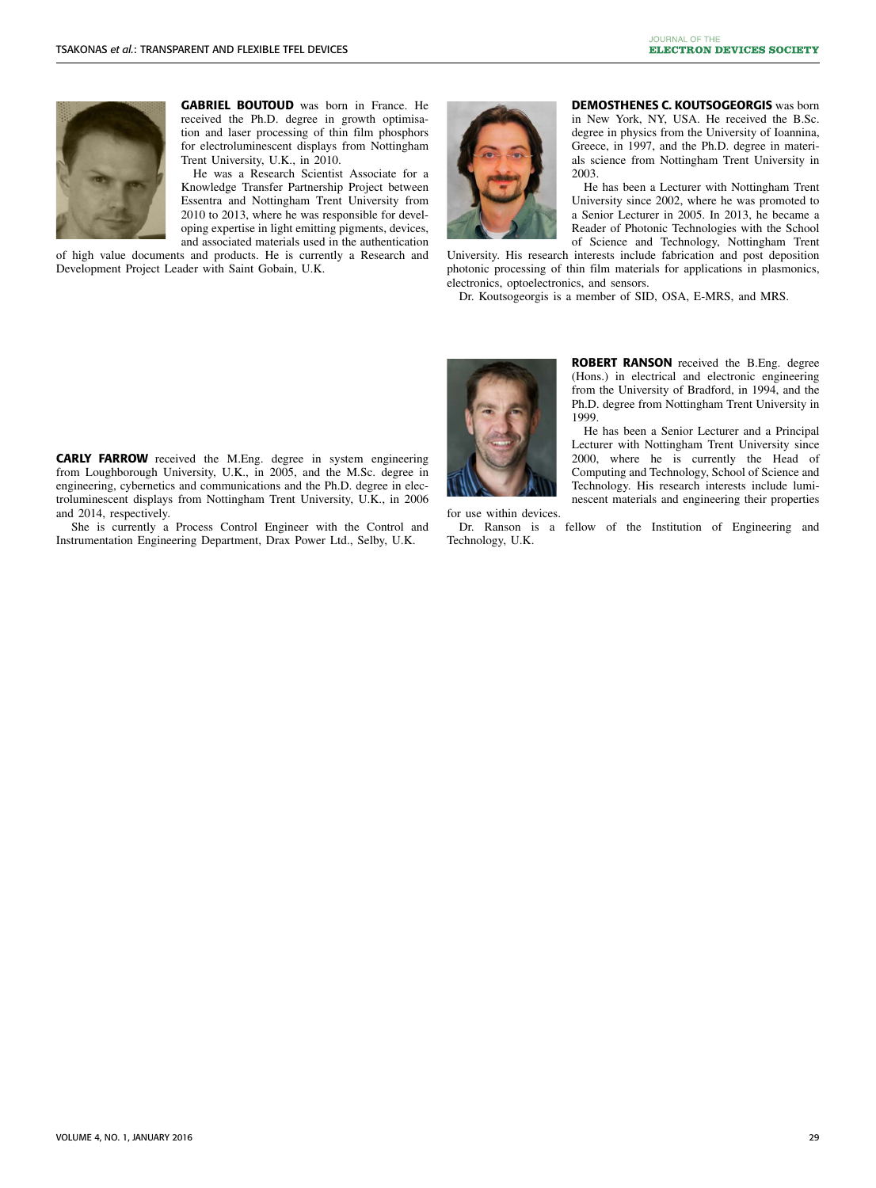**GABRIEL BOUTOUD** was born in France. He received the Ph.D. degree in growth optimisation and laser processing of thin film phosphors for electroluminescent displays from Nottingham Trent University, U.K., in 2010.

He was a Research Scientist Associate for a Knowledge Transfer Partnership Project between Essentra and Nottingham Trent University from 2010 to 2013, where he was responsible for developing expertise in light emitting pigments, devices, and associated materials used in the authentication of high value documents and products. He is currently a Research and Development Project Leader with Saint Gobain, U.K.

**CARLY FARROW** received the M.Eng. degree in system engineering from Loughborough University, U.K., in 2005, and the M.Sc. degree in engineering, cybernetics and communications and the Ph.D. degree in electroluminescent displays from Nottingham Trent University, U.K., in 2006 and 2014, respectively.

She is currently a Process Control Engineer with the Control and Instrumentation Engineering Department, Drax Power Ltd., Selby, U.K.

**DEMOSTHENES C. KOUTSOGEORGIS** was born in New York, NY, USA. He received the B.Sc. degree in physics from the University of Ioannina, Greece, in 1997, and the Ph.D. degree in materials science from Nottingham Trent University in 2003.

He has been a Lecturer with Nottingham Trent University since 2002, where he was promoted to a Senior Lecturer in 2005. In 2013, he became a Reader of Photonic Technologies with the School of Science and Technology, Nottingham Trent University. His research interests include fabrication and post deposition photonic processing of thin film materials for applications in plasmonics, electronics, optoelectronics, and sensors.

Dr. Koutsogeorgis is a member of SID, OSA, E-MRS, and MRS.

**ROBERT RANSON** received the B.Eng. degree (Hons.) in electrical and electronic engineering from the University of Bradford, in 1994, and the Ph.D. degree from Nottingham Trent University in 1999.

He has been a Senior Lecturer and a Principal Lecturer with Nottingham Trent University since 2000, where he is currently the Head of Computing and Technology, School of Science and Technology. His research interests include luminescent materials and engineering their properties for use within devices.

Dr. Ranson is a fellow of the Institution of Engineering and Technology, U.K.